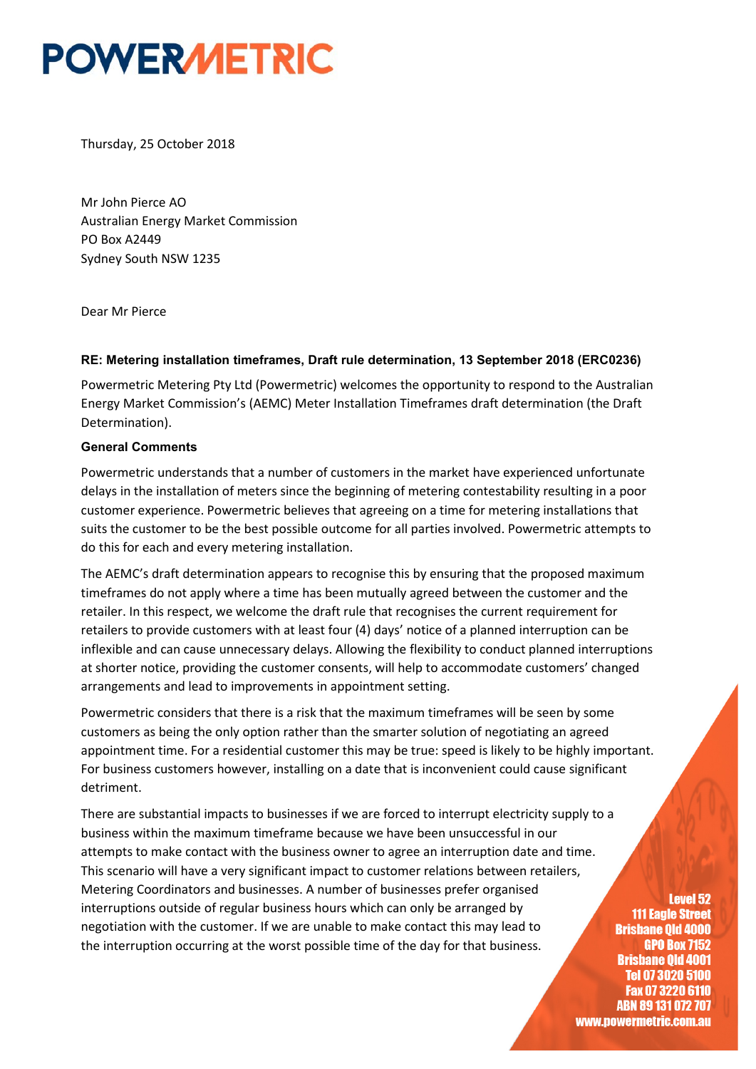# POWERMETRIC

Thursday, 25 October 2018

Mr John Pierce AO
Australian Energy Market Commission
PO Box A2449
Sydney South NSW 1235

Dear Mr Pierce

**RE: Metering installation timeframes, Draft rule determination, 13 September 2018 (ERC0236)**

Powermetric Metering Pty Ltd (Powermetric) welcomes the opportunity to respond to the Australian Energy Market Commission's (AEMC) Meter Installation Timeframes draft determination (the Draft Determination).

**General Comments**

Powermetric understands that a number of customers in the market have experienced unfortunate delays in the installation of meters since the beginning of metering contestability resulting in a poor customer experience. Powermetric believes that agreeing on a time for metering installations that suits the customer to be the best possible outcome for all parties involved. Powermetric attempts to do this for each and every metering installation.

The AEMC's draft determination appears to recognise this by ensuring that the proposed maximum timeframes do not apply where a time has been mutually agreed between the customer and the retailer. In this respect, we welcome the draft rule that recognises the current requirement for retailers to provide customers with at least four (4) days' notice of a planned interruption can be inflexible and can cause unnecessary delays. Allowing the flexibility to conduct planned interruptions at shorter notice, providing the customer consents, will help to accommodate customers' changed arrangements and lead to improvements in appointment setting.

Powermetric considers that there is a risk that the maximum timeframes will be seen by some customers as being the only option rather than the smarter solution of negotiating an agreed appointment time. For a residential customer this may be true: speed is likely to be highly important. For business customers however, installing on a date that is inconvenient could cause significant detriment.

There are substantial impacts to businesses if we are forced to interrupt electricity supply to a business within the maximum timeframe because we have been unsuccessful in our attempts to make contact with the business owner to agree an interruption date and time. This scenario will have a very significant impact to customer relations between retailers, Metering Coordinators and businesses. A number of businesses prefer organised interruptions outside of regular business hours which can only be arranged by negotiation with the customer. If we are unable to make contact this may lead to the interruption occurring at the worst possible time of the day for that business.

Level 52
111 Eagle Street
Brisbane Qld 4000
GPO Box 7152
Brisbane Qld 4001
Tel 07 3020 5100
Fax 07 3220 6110
ABN 89 131 072 707
www.powermetric.com.au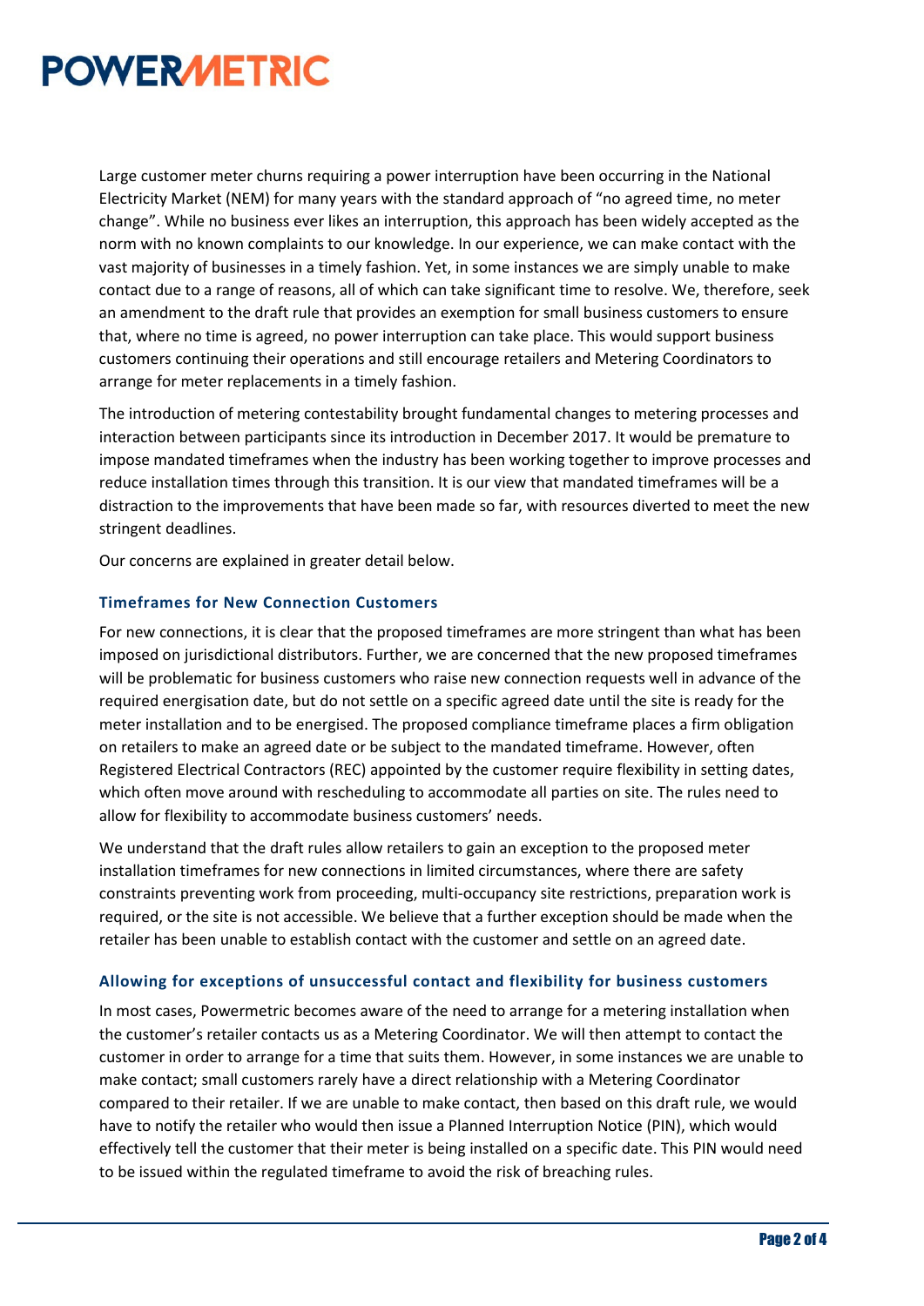Large customer meter churns requiring a power interruption have been occurring in the National Electricity Market (NEM) for many years with the standard approach of "no agreed time, no meter change". While no business ever likes an interruption, this approach has been widely accepted as the norm with no known complaints to our knowledge. In our experience, we can make contact with the vast majority of businesses in a timely fashion. Yet, in some instances we are simply unable to make contact due to a range of reasons, all of which can take significant time to resolve. We, therefore, seek an amendment to the draft rule that provides an exemption for small business customers to ensure that, where no time is agreed, no power interruption can take place. This would support business customers continuing their operations and still encourage retailers and Metering Coordinators to arrange for meter replacements in a timely fashion.

The introduction of metering contestability brought fundamental changes to metering processes and interaction between participants since its introduction in December 2017. It would be premature to impose mandated timeframes when the industry has been working together to improve processes and reduce installation times through this transition. It is our view that mandated timeframes will be a distraction to the improvements that have been made so far, with resources diverted to meet the new stringent deadlines.

Our concerns are explained in greater detail below.

### Timeframes for New Connection Customers

For new connections, it is clear that the proposed timeframes are more stringent than what has been imposed on jurisdictional distributors. Further, we are concerned that the new proposed timeframes will be problematic for business customers who raise new connection requests well in advance of the required energisation date, but do not settle on a specific agreed date until the site is ready for the meter installation and to be energised. The proposed compliance timeframe places a firm obligation on retailers to make an agreed date or be subject to the mandated timeframe. However, often Registered Electrical Contractors (REC) appointed by the customer require flexibility in setting dates, which often move around with rescheduling to accommodate all parties on site. The rules need to allow for flexibility to accommodate business customers' needs.

We understand that the draft rules allow retailers to gain an exception to the proposed meter installation timeframes for new connections in limited circumstances, where there are safety constraints preventing work from proceeding, multi-occupancy site restrictions, preparation work is required, or the site is not accessible. We believe that a further exception should be made when the retailer has been unable to establish contact with the customer and settle on an agreed date.

### Allowing for exceptions of unsuccessful contact and flexibility for business customers

In most cases, Powermetric becomes aware of the need to arrange for a metering installation when the customer's retailer contacts us as a Metering Coordinator. We will then attempt to contact the customer in order to arrange for a time that suits them. However, in some instances we are unable to make contact; small customers rarely have a direct relationship with a Metering Coordinator compared to their retailer. If we are unable to make contact, then based on this draft rule, we would have to notify the retailer who would then issue a Planned Interruption Notice (PIN), which would effectively tell the customer that their meter is being installed on a specific date. This PIN would need to be issued within the regulated timeframe to avoid the risk of breaching rules.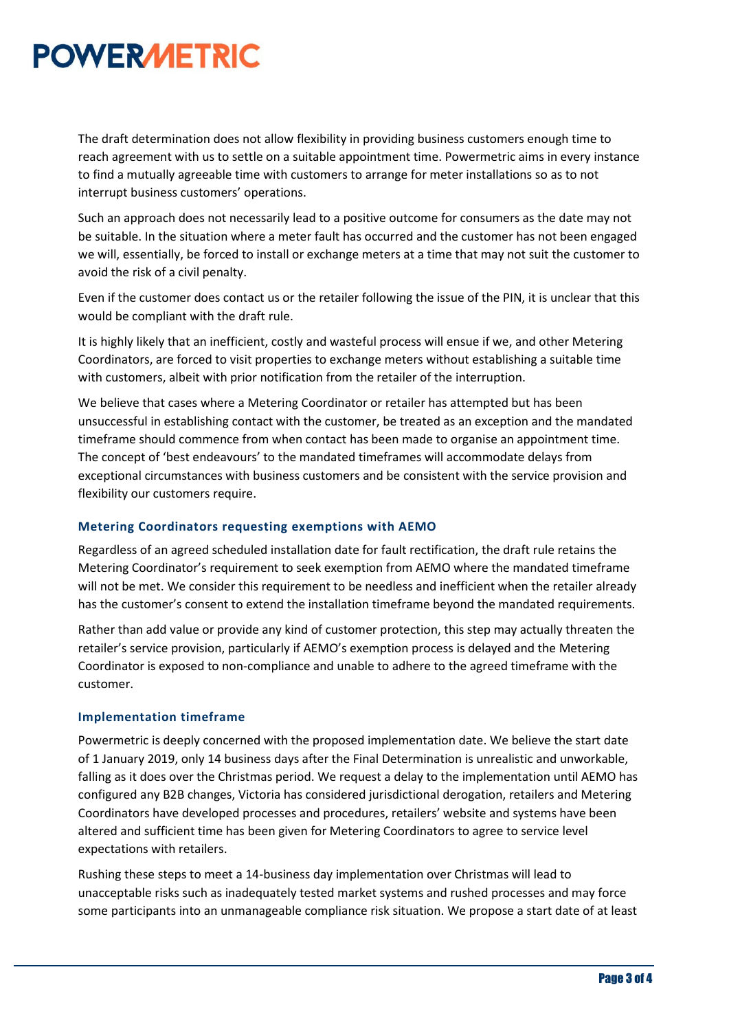The draft determination does not allow flexibility in providing business customers enough time to reach agreement with us to settle on a suitable appointment time. Powermetric aims in every instance to find a mutually agreeable time with customers to arrange for meter installations so as to not interrupt business customers' operations.

Such an approach does not necessarily lead to a positive outcome for consumers as the date may not be suitable. In the situation where a meter fault has occurred and the customer has not been engaged we will, essentially, be forced to install or exchange meters at a time that may not suit the customer to avoid the risk of a civil penalty.

Even if the customer does contact us or the retailer following the issue of the PIN, it is unclear that this would be compliant with the draft rule.

It is highly likely that an inefficient, costly and wasteful process will ensue if we, and other Metering Coordinators, are forced to visit properties to exchange meters without establishing a suitable time with customers, albeit with prior notification from the retailer of the interruption.

We believe that cases where a Metering Coordinator or retailer has attempted but has been unsuccessful in establishing contact with the customer, be treated as an exception and the mandated timeframe should commence from when contact has been made to organise an appointment time. The concept of 'best endeavours' to the mandated timeframes will accommodate delays from exceptional circumstances with business customers and be consistent with the service provision and flexibility our customers require.

### Metering Coordinators requesting exemptions with AEMO

Regardless of an agreed scheduled installation date for fault rectification, the draft rule retains the Metering Coordinator's requirement to seek exemption from AEMO where the mandated timeframe will not be met. We consider this requirement to be needless and inefficient when the retailer already has the customer's consent to extend the installation timeframe beyond the mandated requirements.

Rather than add value or provide any kind of customer protection, this step may actually threaten the retailer's service provision, particularly if AEMO's exemption process is delayed and the Metering Coordinator is exposed to non-compliance and unable to adhere to the agreed timeframe with the customer.

### Implementation timeframe

Powermetric is deeply concerned with the proposed implementation date. We believe the start date of 1 January 2019, only 14 business days after the Final Determination is unrealistic and unworkable, falling as it does over the Christmas period. We request a delay to the implementation until AEMO has configured any B2B changes, Victoria has considered jurisdictional derogation, retailers and Metering Coordinators have developed processes and procedures, retailers' website and systems have been altered and sufficient time has been given for Metering Coordinators to agree to service level expectations with retailers.

Rushing these steps to meet a 14-business day implementation over Christmas will lead to unacceptable risks such as inadequately tested market systems and rushed processes and may force some participants into an unmanageable compliance risk situation. We propose a start date of at least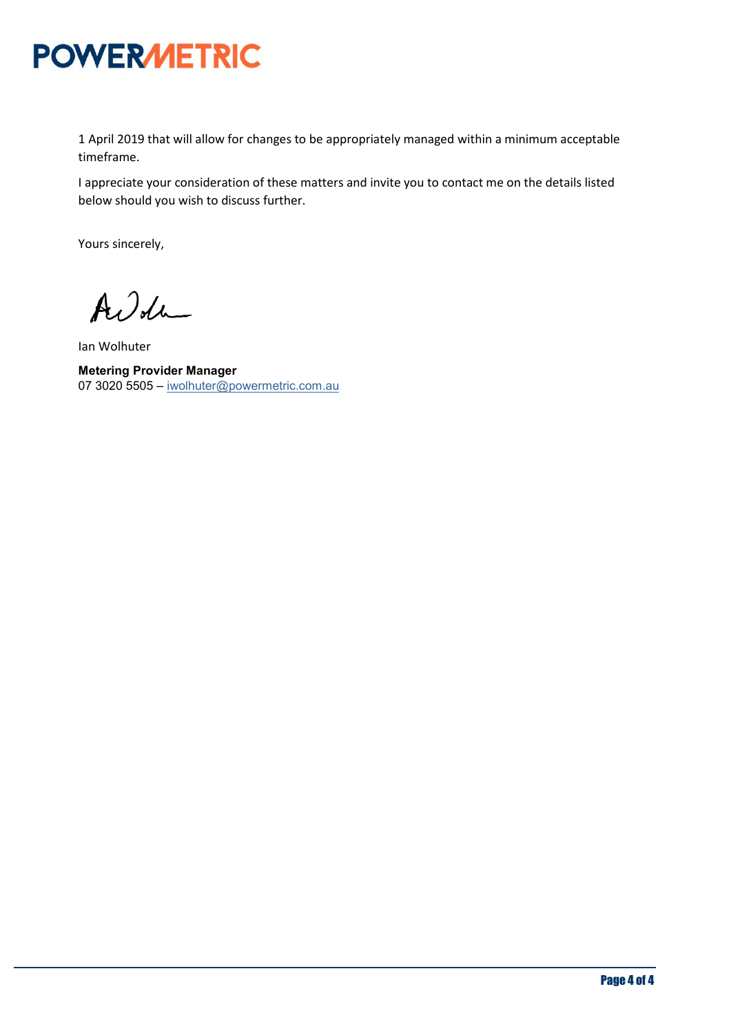1 April 2019 that will allow for changes to be appropriately managed within a minimum acceptable timeframe.

I appreciate your consideration of these matters and invite you to contact me on the details listed below should you wish to discuss further.

Yours sincerely,

Ian Wolhuter

**Metering Provider Manager**
07 3020 5505 – iwolhuter@powermetric.com.au